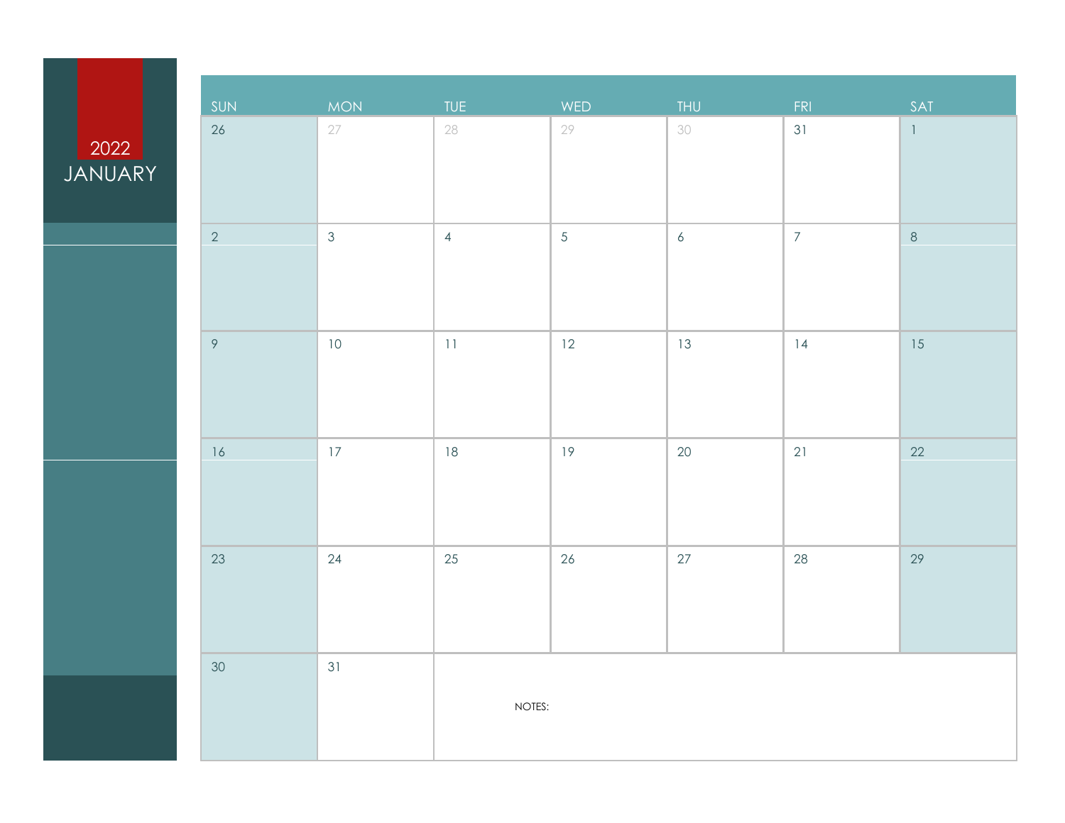# 2022
## JANUARY

| SUN | MON | TUE | WED | THU | FRI | SAT |
|---|---|---|---|---|---|---|
| 26 | 27 | 28 | 29 | 30 | 31 | 1 |
| 2 | 3 | 4 | 5 | 6 | 7 | 8 |
| 9 | 10 | 11 | 12 | 13 | 14 | 15 |
| 16 | 17 | 18 | 19 | 20 | 21 | 22 |
| 23 | 24 | 25 | 26 | 27 | 28 | 29 |
| 30 | 31 | NOTES: | | | | |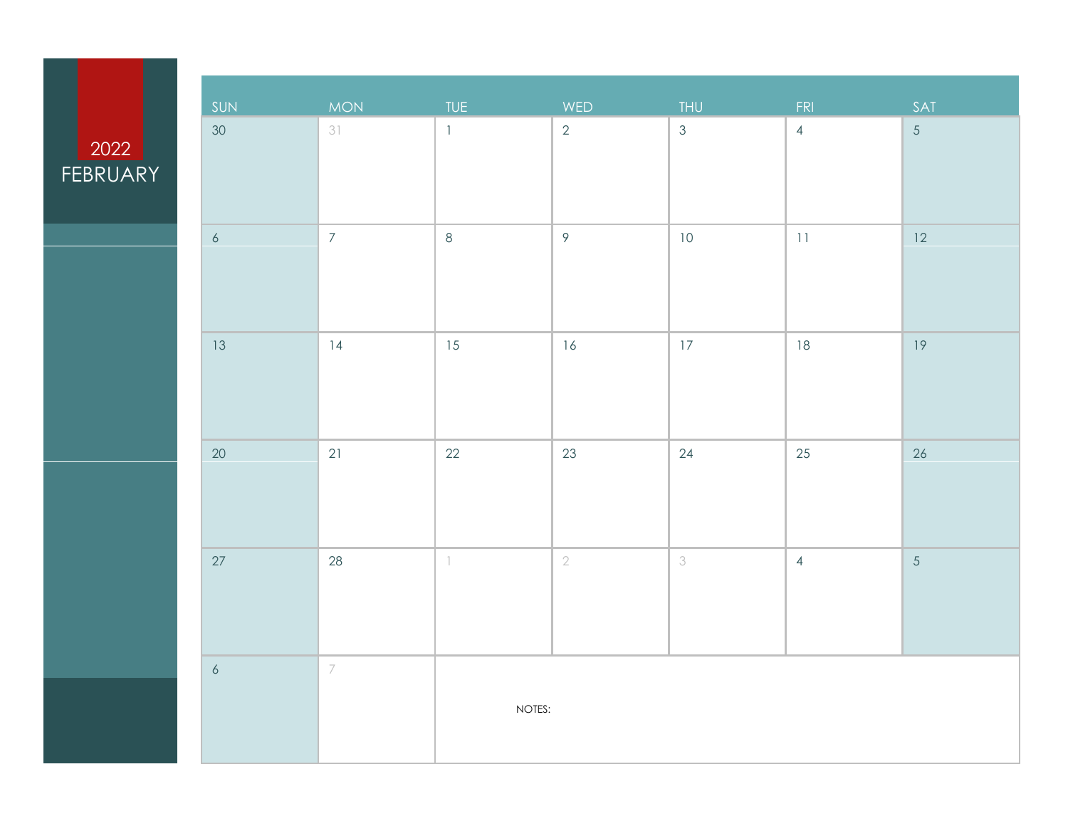# 2022 FEBRUARY

| SUN | MON | TUE | WED | THU | FRI | SAT |
|---|---|---|---|---|---|---|
| 30 | 31 | 1 | 2 | 3 | 4 | 5 |
| 6 | 7 | 8 | 9 | 10 | 11 | 12 |
| 13 | 14 | 15 | 16 | 17 | 18 | 19 |
| 20 | 21 | 22 | 23 | 24 | 25 | 26 |
| 27 | 28 | 1 | 2 | 3 | 4 | 5 |
| 6 | 7 | NOTES: | | | | |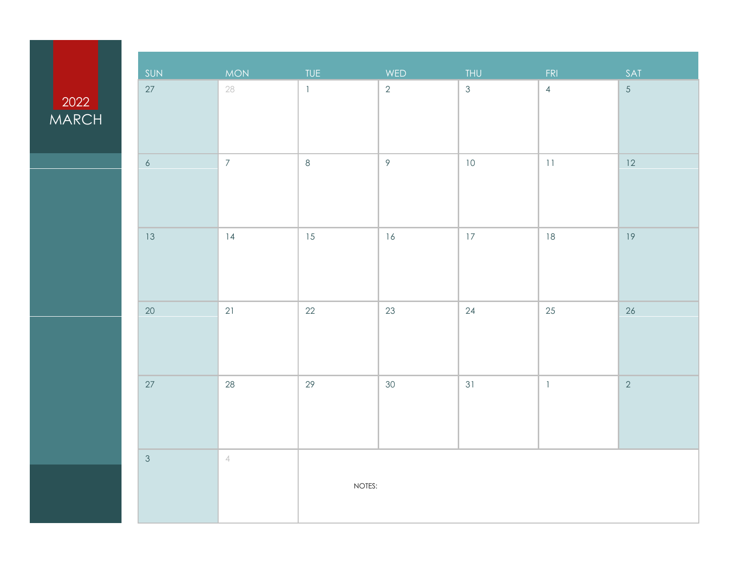2022
MARCH

| SUN | MON | TUE | WED | THU | FRI | SAT |
|---|---|---|---|---|---|---|
| 27 | 28 | 1 | 2 | 3 | 4 | 5 |
| 6 | 7 | 8 | 9 | 10 | 11 | 12 |
| 13 | 14 | 15 | 16 | 17 | 18 | 19 |
| 20 | 21 | 22 | 23 | 24 | 25 | 26 |
| 27 | 28 | 29 | 30 | 31 | 1 | 2 |
| 3 | 4 | NOTES: | | | | |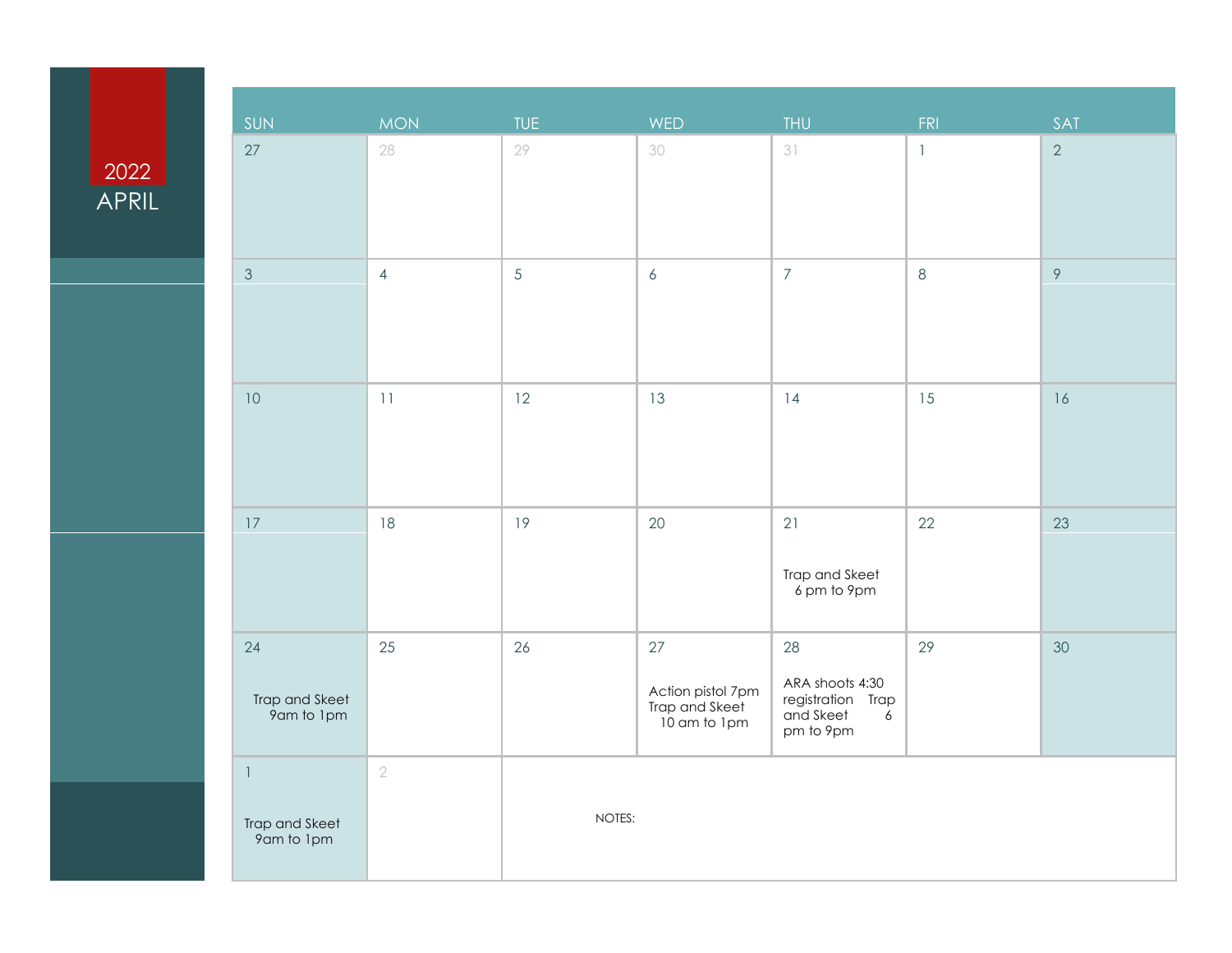# 2022 APRIL

| SUN | MON | TUE | WED | THU | FRI | SAT |
|---|---|---|---|---|---|---|
| 27 | 28 | 29 | 30 | 31 | 1 | 2 |
| 3 | 4 | 5 | 6 | 7 | 8 | 9 |
| 10 | 11 | 12 | 13 | 14 | 15 | 16 |
| 17 | 18 | 19 | 20 | 21<br><br>Trap and Skeet 6 pm to 9pm | 22 | 23 |
| 24<br><br>Trap and Skeet 9am to 1pm | 25 | 26 | 27<br><br>Action pistol 7pm Trap and Skeet 10 am to 1pm | 28<br><br>ARA shoots 4:30 registration Trap and Skeet 6 pm to 9pm | 29 | 30 |
| 1<br><br>Trap and Skeet 9am to 1pm | 2 | NOTES: | | | | |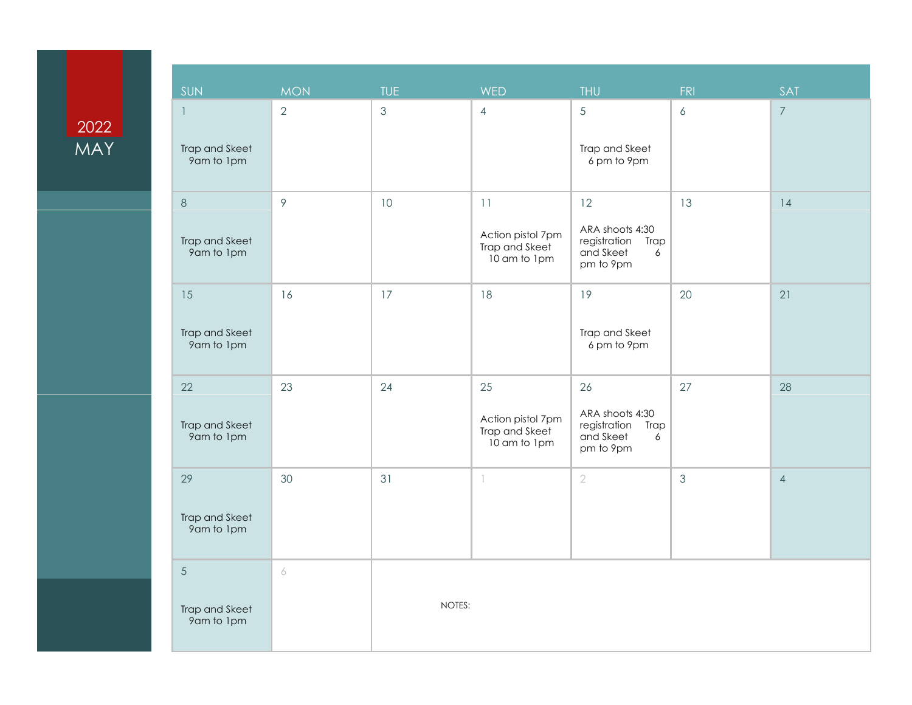# 2022 MAY

| SUN | MON | TUE | WED | THU | FRI | SAT |
|---|---|---|---|---|---|---|
| 1<br>Trap and Skeet 9am to 1pm | 2 | 3 | 4 | 5<br>Trap and Skeet 6 pm to 9pm | 6 | 7 |
| 8<br>Trap and Skeet 9am to 1pm | 9 | 10 | 11<br>Action pistol 7pm Trap and Skeet 10 am to 1pm | 12<br>ARA shoots 4:30 registration Trap and Skeet 6 pm to 9pm | 13 | 14 |
| 15<br>Trap and Skeet 9am to 1pm | 16 | 17 | 18 | 19<br>Trap and Skeet 6 pm to 9pm | 20 | 21 |
| 22<br>Trap and Skeet 9am to 1pm | 23 | 24 | 25<br>Action pistol 7pm Trap and Skeet 10 am to 1pm | 26<br>ARA shoots 4:30 registration Trap and Skeet 6 pm to 9pm | 27 | 28 |
| 29<br>Trap and Skeet 9am to 1pm | 30 | 31 | 1 | 2 | 3 | 4 |
| 5<br>Trap and Skeet 9am to 1pm | 6 | NOTES: | | | | |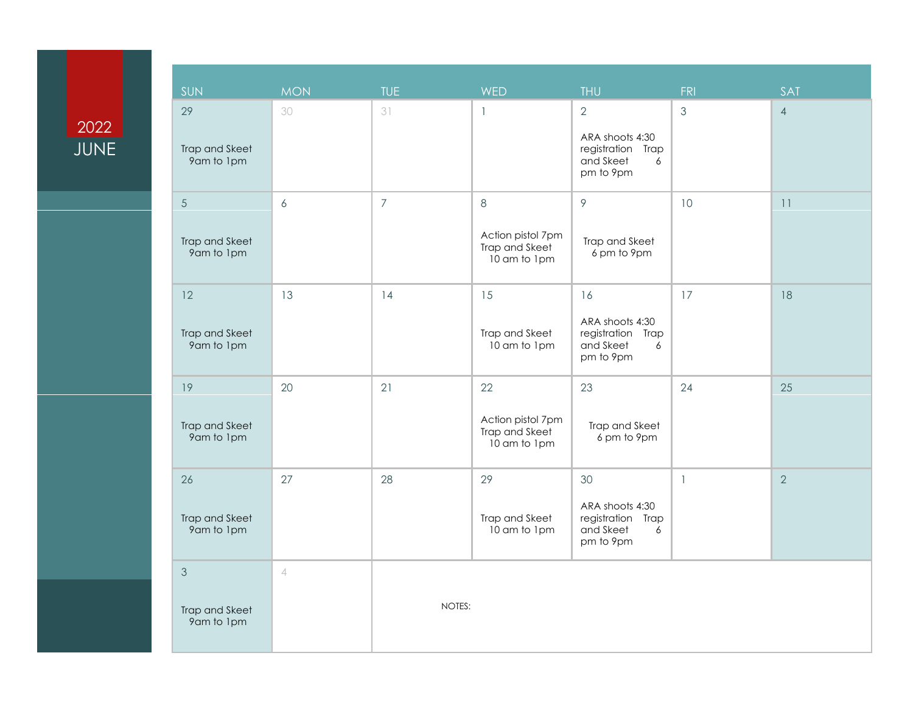# 2022 JUNE

| SUN | MON | TUE | WED | THU | FRI | SAT |
|---|---|---|---|---|---|---|
| 29<br>Trap and Skeet 9am to 1pm | 30 | 31 | 1 | 2<br>ARA shoots 4:30 registration Trap and Skeet 6 pm to 9pm | 3 | 4 |
| 5<br>Trap and Skeet 9am to 1pm | 6 | 7 | 8<br>Action pistol 7pm Trap and Skeet 10 am to 1pm | 9<br>Trap and Skeet 6 pm to 9pm | 10 | 11 |
| 12<br>Trap and Skeet 9am to 1pm | 13 | 14 | 15<br>Trap and Skeet 10 am to 1pm | 16<br>ARA shoots 4:30 registration Trap and Skeet 6 pm to 9pm | 17 | 18 |
| 19<br>Trap and Skeet 9am to 1pm | 20 | 21 | 22<br>Action pistol 7pm Trap and Skeet 10 am to 1pm | 23<br>Trap and Skeet 6 pm to 9pm | 24 | 25 |
| 26<br>Trap and Skeet 9am to 1pm | 27 | 28 | 29<br>Trap and Skeet 10 am to 1pm | 30<br>ARA shoots 4:30 registration Trap and Skeet 6 pm to 9pm | 1 | 2 |
| 3<br>Trap and Skeet 9am to 1pm | 4 | NOTES: | | | | |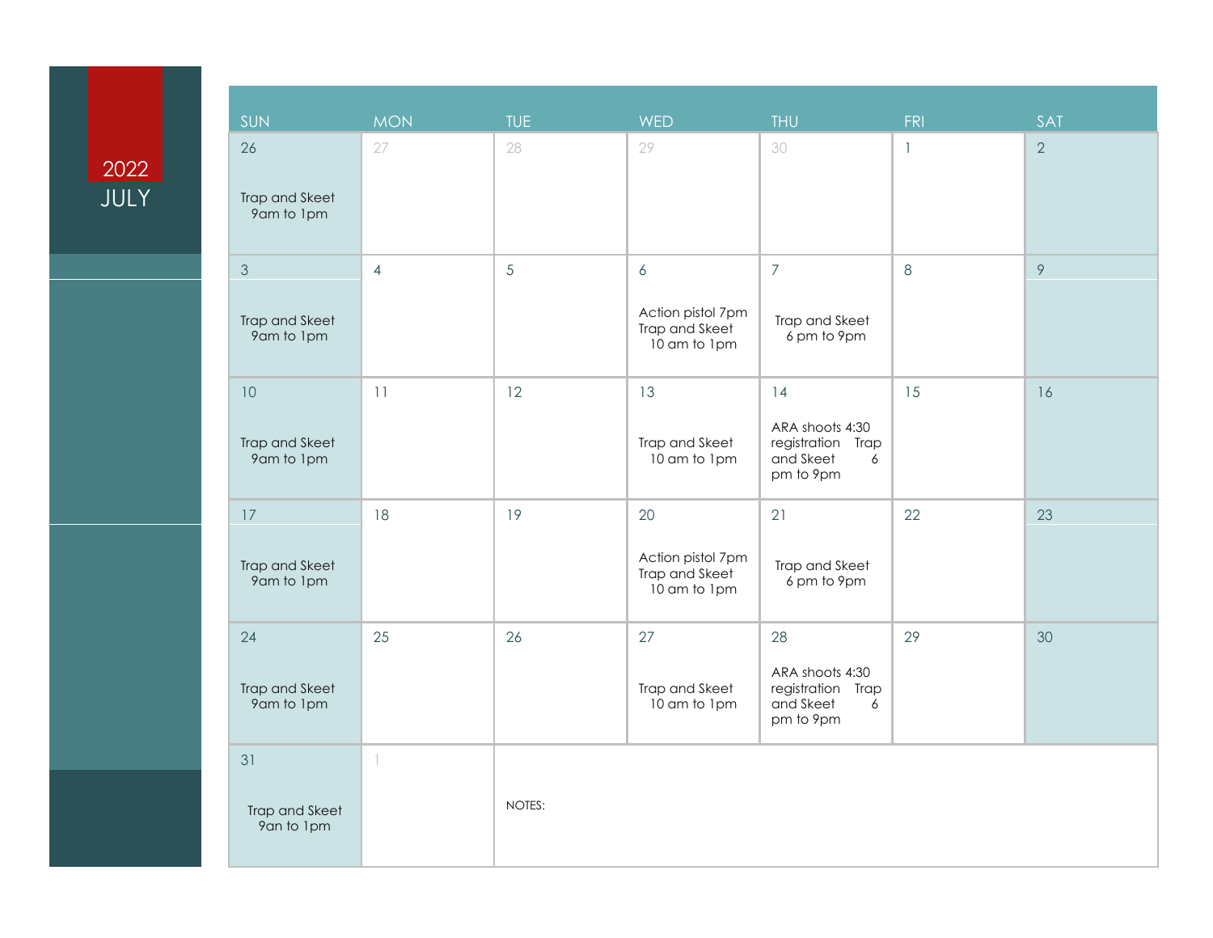# 2022 JULY

| SUN | MON | TUE | WED | THU | FRI | SAT |
|---|---|---|---|---|---|---|
| 26<br>Trap and Skeet 9am to 1pm | 27 | 28 | 29 | 30 | 1 | 2 |
| 3<br>Trap and Skeet 9am to 1pm | 4 | 5 | 6<br>Action pistol 7pm Trap and Skeet 10 am to 1pm | 7<br>Trap and Skeet 6 pm to 9pm | 8 | 9 |
| 10<br>Trap and Skeet 9am to 1pm | 11 | 12 | 13<br>Trap and Skeet 10 am to 1pm | 14<br>ARA shoots 4:30 registration Trap and Skeet 6 pm to 9pm | 15 | 16 |
| 17<br>Trap and Skeet 9am to 1pm | 18 | 19 | 20<br>Action pistol 7pm Trap and Skeet 10 am to 1pm | 21<br>Trap and Skeet 6 pm to 9pm | 22 | 23 |
| 24<br>Trap and Skeet 9am to 1pm | 25 | 26 | 27<br>Trap and Skeet 10 am to 1pm | 28<br>ARA shoots 4:30 registration Trap and Skeet 6 pm to 9pm | 29 | 30 |
| 31<br>Trap and Skeet 9an to 1pm | 1 | NOTES: | | | | |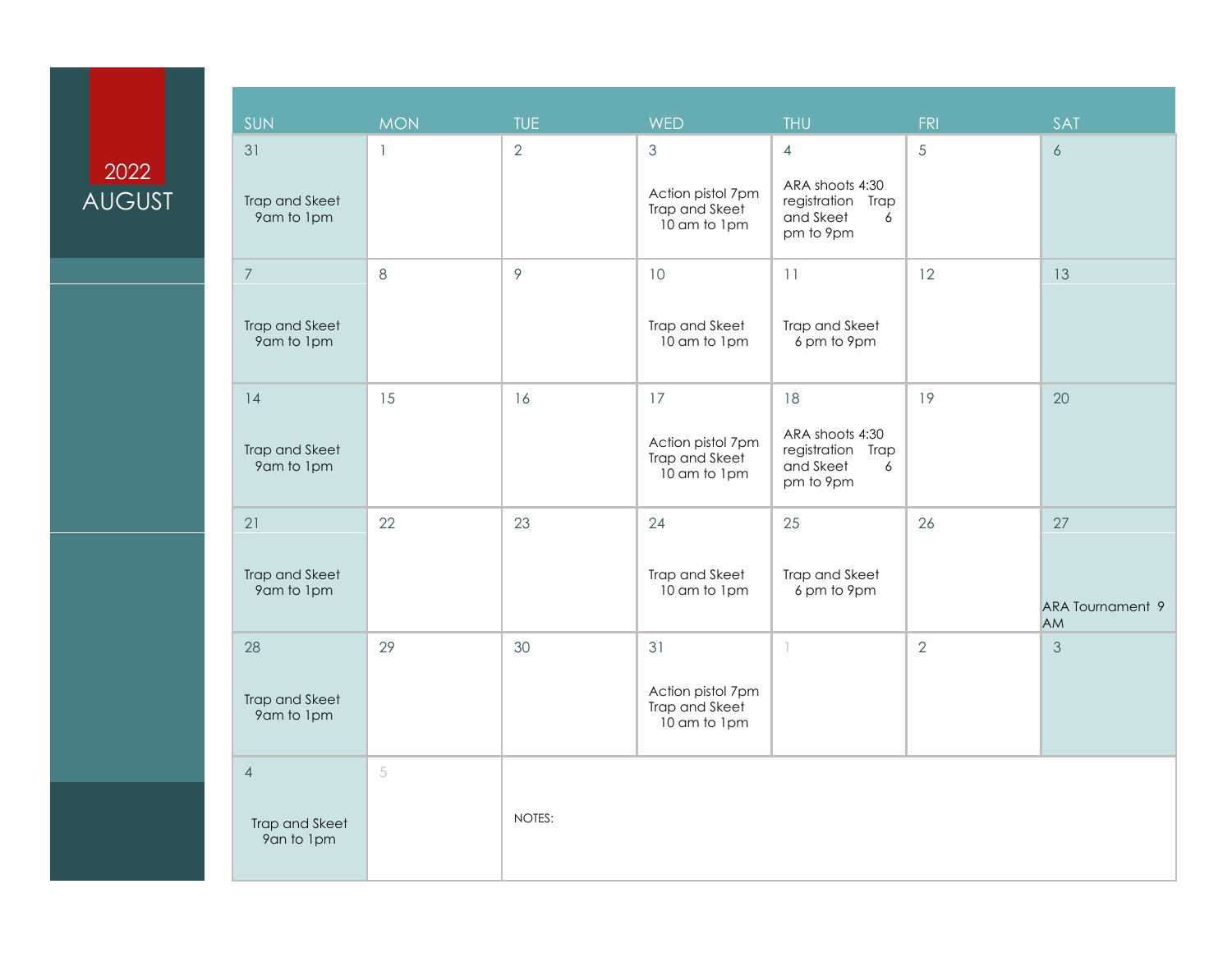# 2022 AUGUST

| SUN | MON | TUE | WED | THU | FRI | SAT |
| --- | --- | --- | --- | --- | --- | --- |
| 31<br>Trap and Skeet 9am to 1pm | 1 | 2 | 3<br>Action pistol 7pm Trap and Skeet 10 am to 1pm | 4<br>ARA shoots 4:30 registration Trap and Skeet 6 pm to 9pm | 5 | 6 |
| 7<br>Trap and Skeet 9am to 1pm | 8 | 9 | 10<br>Trap and Skeet 10 am to 1pm | 11<br>Trap and Skeet 6 pm to 9pm | 12 | 13 |
| 14<br>Trap and Skeet 9am to 1pm | 15 | 16 | 17<br>Action pistol 7pm Trap and Skeet 10 am to 1pm | 18<br>ARA shoots 4:30 registration Trap and Skeet 6 pm to 9pm | 19 | 20 |
| 21<br>Trap and Skeet 9am to 1pm | 22 | 23 | 24<br>Trap and Skeet 10 am to 1pm | 25<br>Trap and Skeet 6 pm to 9pm | 26 | 27<br>ARA Tournament 9 AM |
| 28<br>Trap and Skeet 9am to 1pm | 29 | 30 | 31<br>Action pistol 7pm Trap and Skeet 10 am to 1pm | 1 | 2 | 3 |
| 4<br>Trap and Skeet 9an to 1pm | 5 | NOTES: | | | | |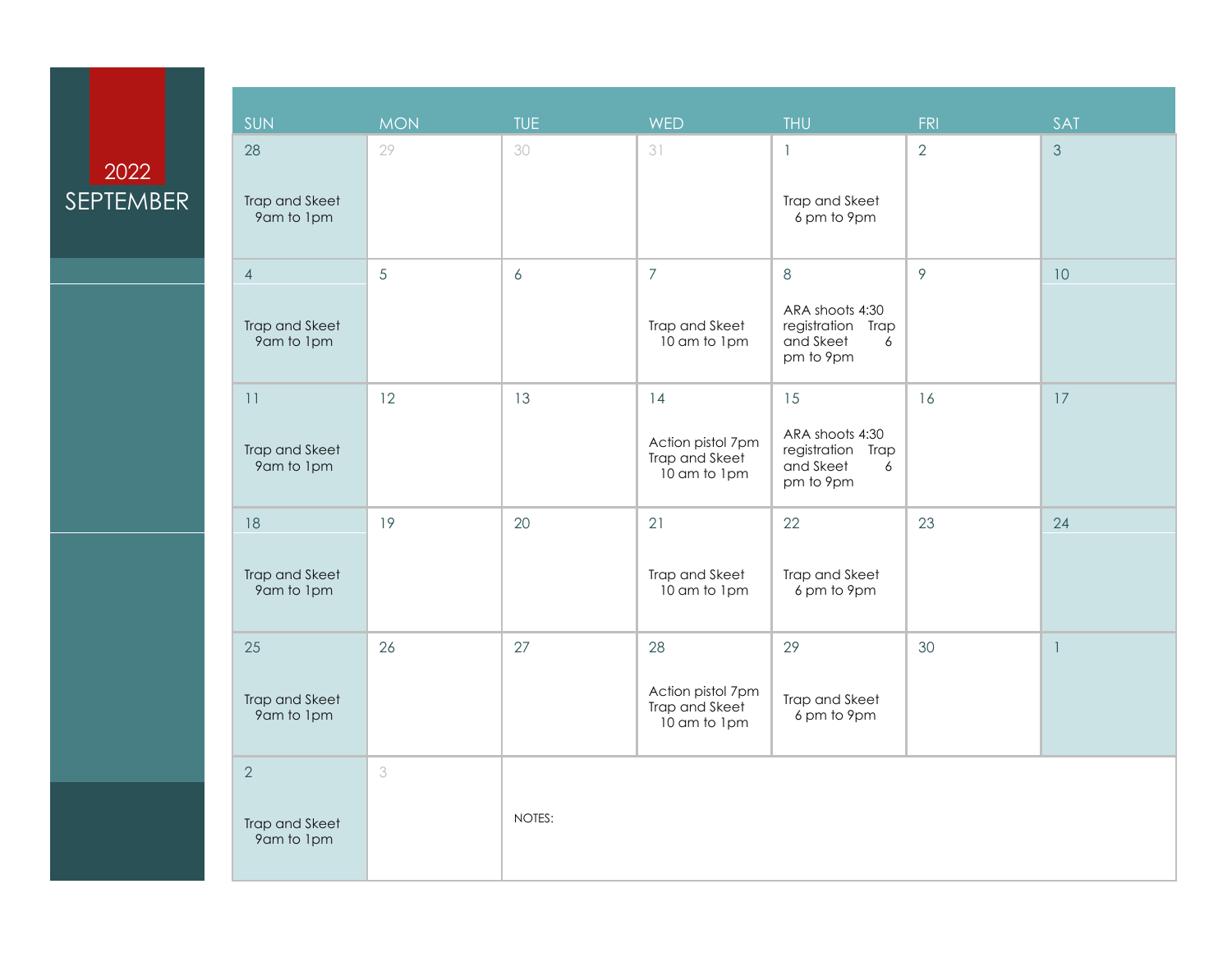# 2022 SEPTEMBER

| SUN | MON | TUE | WED | THU | FRI | SAT |
|---|---|---|---|---|---|---|
| 28<br><br>Trap and Skeet 9am to 1pm | 29 | 30 | 31 | 1<br><br>Trap and Skeet 6 pm to 9pm | 2 | 3 |
| 4<br><br>Trap and Skeet 9am to 1pm | 5 | 6 | 7<br><br>Trap and Skeet 10 am to 1pm | 8<br><br>ARA shoots 4:30 registration Trap and Skeet 6 pm to 9pm | 9 | 10 |
| 11<br><br>Trap and Skeet 9am to 1pm | 12 | 13 | 14<br><br>Action pistol 7pm Trap and Skeet 10 am to 1pm | 15<br><br>ARA shoots 4:30 registration Trap and Skeet 6 pm to 9pm | 16 | 17 |
| 18<br><br>Trap and Skeet 9am to 1pm | 19 | 20 | 21<br><br>Trap and Skeet 10 am to 1pm | 22<br><br>Trap and Skeet 6 pm to 9pm | 23 | 24 |
| 25<br><br>Trap and Skeet 9am to 1pm | 26 | 27 | 28<br><br>Action pistol 7pm Trap and Skeet 10 am to 1pm | 29<br><br>Trap and Skeet 6 pm to 9pm | 30 | 1 |
| 2<br><br>Trap and Skeet 9am to 1pm | 3 | NOTES: | | | | |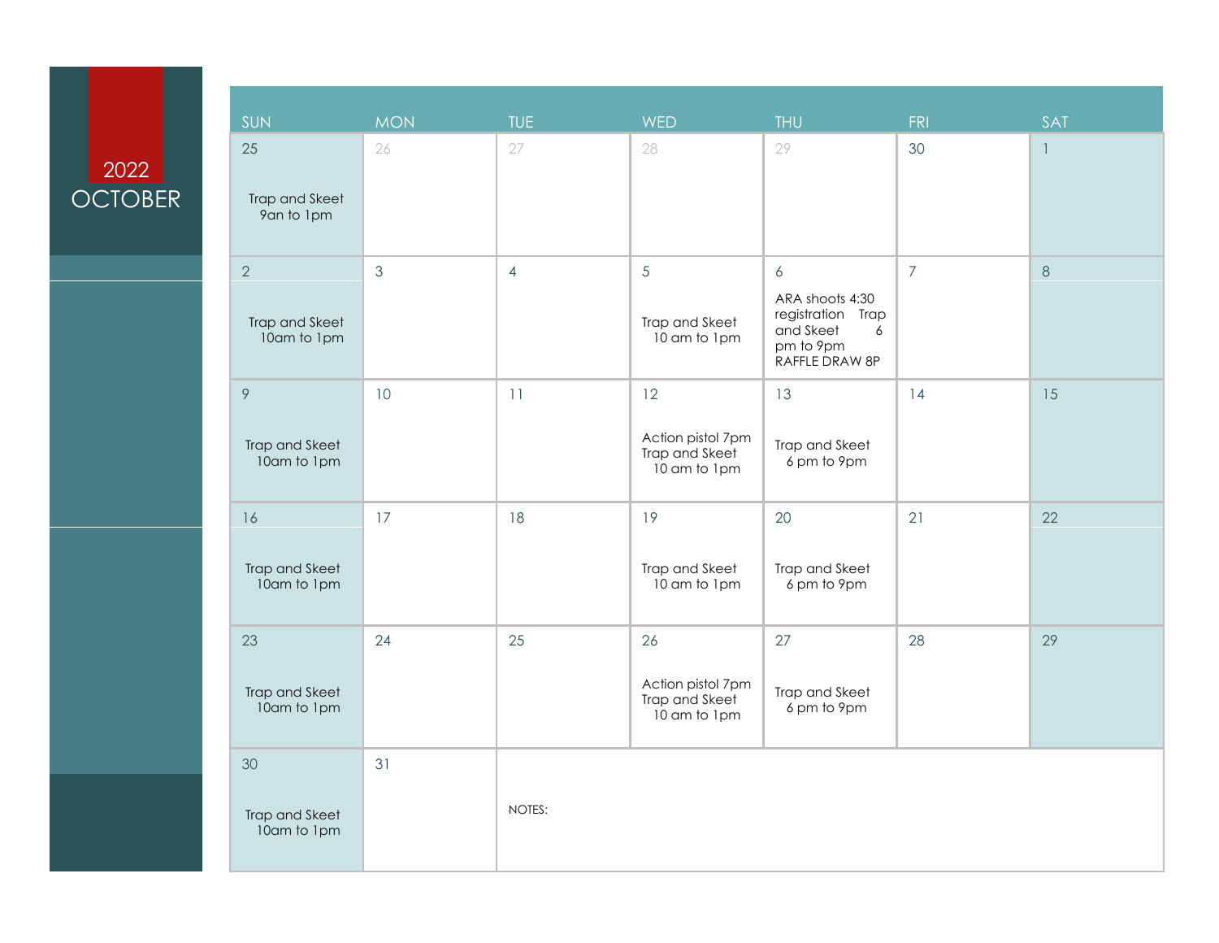# 2022 OCTOBER

| SUN | MON | TUE | WED | THU | FRI | SAT |
|---|---|---|---|---|---|---|
| 25<br>Trap and Skeet 9an to 1pm | 26 | 27 | 28 | 29 | 30 | 1 |
| 2<br>Trap and Skeet 10am to 1pm | 3 | 4 | 5<br>Trap and Skeet 10 am to 1pm | 6<br>ARA shoots 4:30 registration Trap and Skeet 6 pm to 9pm RAFFLE DRAW 8P | 7 | 8 |
| 9<br>Trap and Skeet 10am to 1pm | 10 | 11 | 12<br>Action pistol 7pm Trap and Skeet 10 am to 1pm | 13<br>Trap and Skeet 6 pm to 9pm | 14 | 15 |
| 16<br>Trap and Skeet 10am to 1pm | 17 | 18 | 19<br>Trap and Skeet 10 am to 1pm | 20<br>Trap and Skeet 6 pm to 9pm | 21 | 22 |
| 23<br>Trap and Skeet 10am to 1pm | 24 | 25 | 26<br>Action pistol 7pm Trap and Skeet 10 am to 1pm | 27<br>Trap and Skeet 6 pm to 9pm | 28 | 29 |
| 30<br>Trap and Skeet 10am to 1pm | 31 | NOTES: | | | | |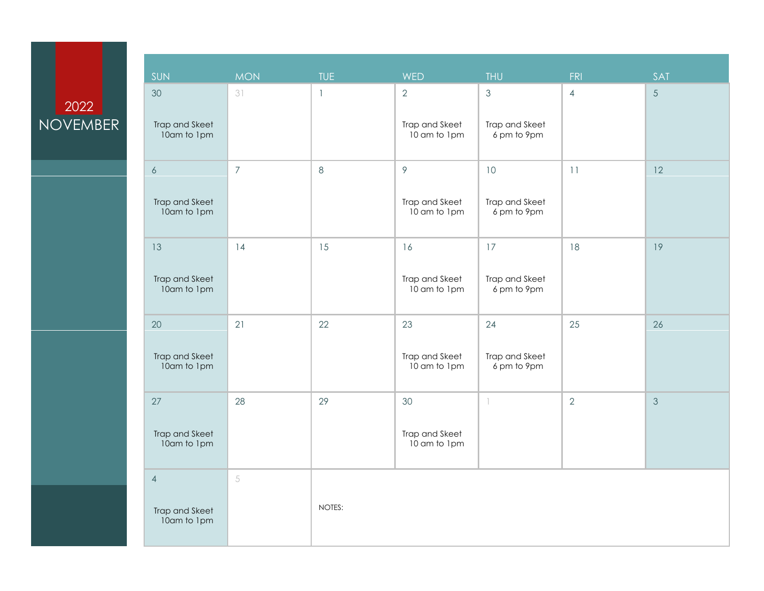# 2022 NOVEMBER

| SUN | MON | TUE | WED | THU | FRI | SAT |
|---|---|---|---|---|---|---|
| 30<br>Trap and Skeet<br>10am to 1pm | 31 | 1 | 2<br>Trap and Skeet<br>10 am to 1pm | 3<br>Trap and Skeet<br>6 pm to 9pm | 4 | 5 |
| 6<br>Trap and Skeet<br>10am to 1pm | 7 | 8 | 9<br>Trap and Skeet<br>10 am to 1pm | 10<br>Trap and Skeet<br>6 pm to 9pm | 11 | 12 |
| 13<br>Trap and Skeet<br>10am to 1pm | 14 | 15 | 16<br>Trap and Skeet<br>10 am to 1pm | 17<br>Trap and Skeet<br>6 pm to 9pm | 18 | 19 |
| 20<br>Trap and Skeet<br>10am to 1pm | 21 | 22 | 23<br>Trap and Skeet<br>10 am to 1pm | 24<br>Trap and Skeet<br>6 pm to 9pm | 25 | 26 |
| 27<br>Trap and Skeet<br>10am to 1pm | 28 | 29 | 30<br>Trap and Skeet<br>10 am to 1pm | 1 | 2 | 3 |
| 4<br>Trap and Skeet<br>10am to 1pm | 5 | NOTES: | | | | |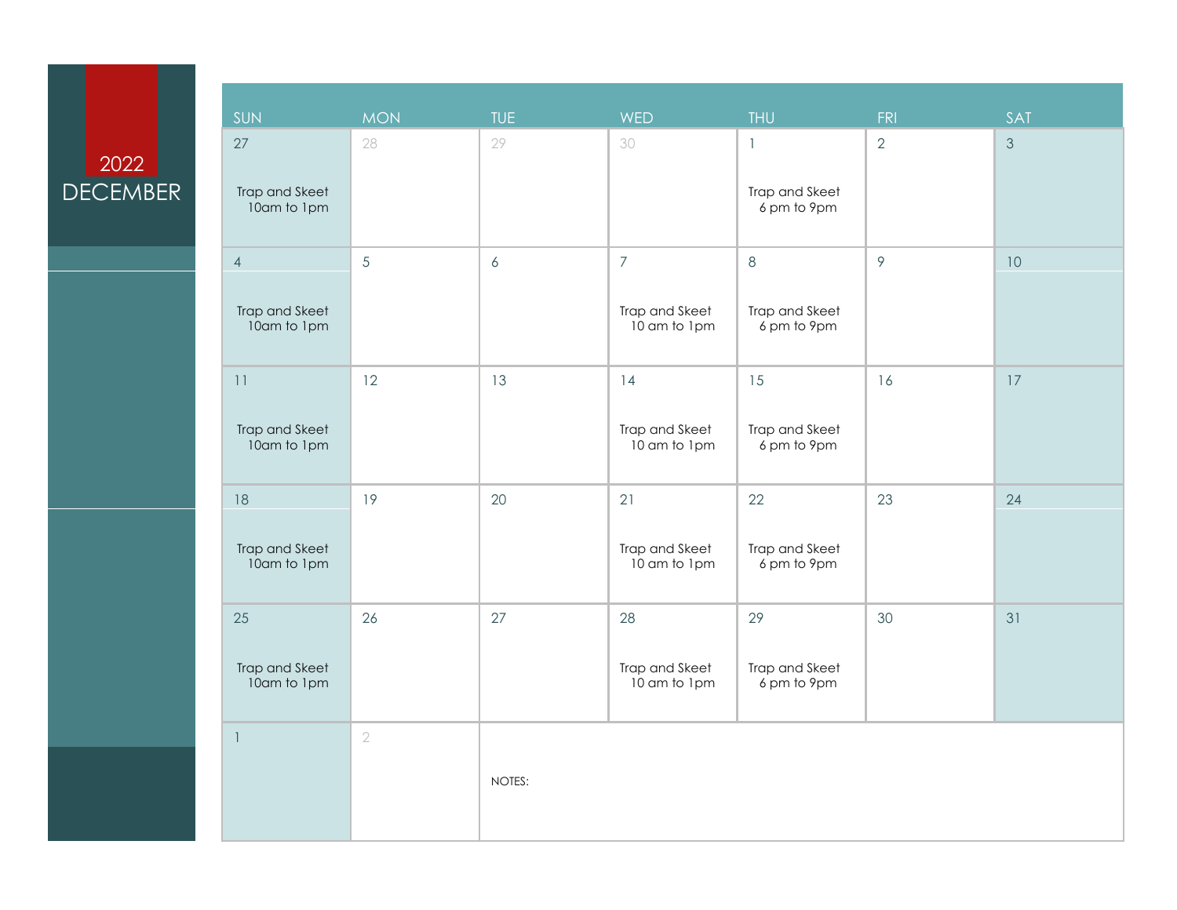# 2022 DECEMBER

| SUN | MON | TUE | WED | THU | FRI | SAT |
|---|---|---|---|---|---|---|
| 27 Trap and Skeet 10am to 1pm | 28 | 29 | 30 | 1 Trap and Skeet 6 pm to 9pm | 2 | 3 |
| 4 Trap and Skeet 10am to 1pm | 5 | 6 | 7 Trap and Skeet 10 am to 1pm | 8 Trap and Skeet 6 pm to 9pm | 9 | 10 |
| 11 Trap and Skeet 10am to 1pm | 12 | 13 | 14 Trap and Skeet 10 am to 1pm | 15 Trap and Skeet 6 pm to 9pm | 16 | 17 |
| 18 Trap and Skeet 10am to 1pm | 19 | 20 | 21 Trap and Skeet 10 am to 1pm | 22 Trap and Skeet 6 pm to 9pm | 23 | 24 |
| 25 Trap and Skeet 10am to 1pm | 26 | 27 | 28 Trap and Skeet 10 am to 1pm | 29 Trap and Skeet 6 pm to 9pm | 30 | 31 |
| 1 | 2 | NOTES: | | | | |